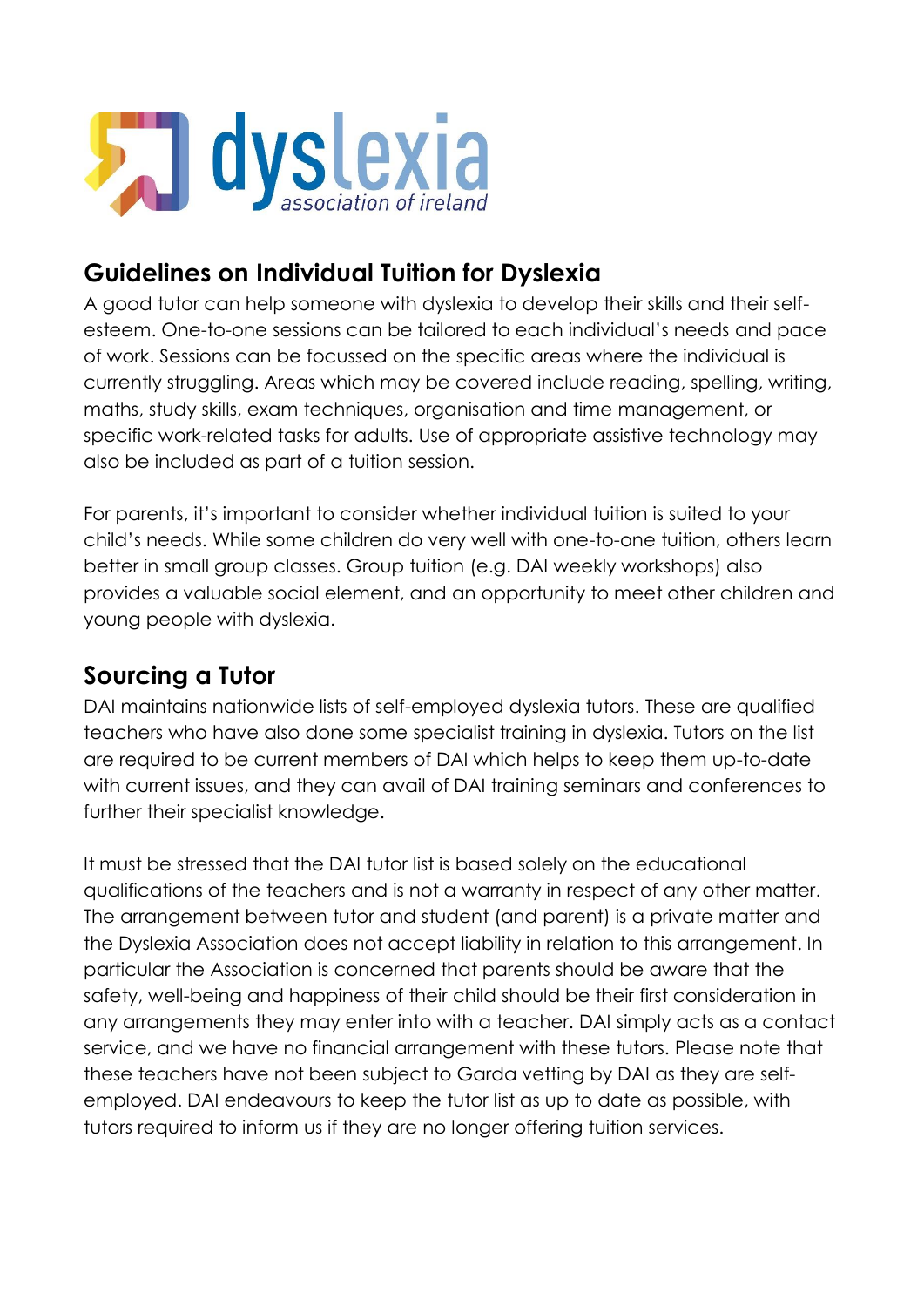# Guidelines on Individual Tuition for Dyslexia

A good tutor can help someone with dyslexia to develop their skills and their self-esteem. One-to-one sessions can be tailored to each individual's needs and pace of work. Sessions can be focussed on the specific areas where the individual is currently struggling. Areas which may be covered include reading, spelling, writing, maths, study skills, exam techniques, organisation and time management, or specific work-related tasks for adults. Use of appropriate assistive technology may also be included as part of a tuition session.

For parents, it's important to consider whether individual tuition is suited to your child's needs. While some children do very well with one-to-one tuition, others learn better in small group classes. Group tuition (e.g. DAI weekly workshops) also provides a valuable social element, and an opportunity to meet other children and young people with dyslexia.

## Sourcing a Tutor

DAI maintains nationwide lists of self-employed dyslexia tutors. These are qualified teachers who have also done some specialist training in dyslexia. Tutors on the list are required to be current members of DAI which helps to keep them up-to-date with current issues, and they can avail of DAI training seminars and conferences to further their specialist knowledge.

It must be stressed that the DAI tutor list is based solely on the educational qualifications of the teachers and is not a warranty in respect of any other matter. The arrangement between tutor and student (and parent) is a private matter and the Dyslexia Association does not accept liability in relation to this arrangement. In particular the Association is concerned that parents should be aware that the safety, well-being and happiness of their child should be their first consideration in any arrangements they may enter into with a teacher. DAI simply acts as a contact service, and we have no financial arrangement with these tutors. Please note that these teachers have not been subject to Garda vetting by DAI as they are self-employed. DAI endeavours to keep the tutor list as up to date as possible, with tutors required to inform us if they are no longer offering tuition services.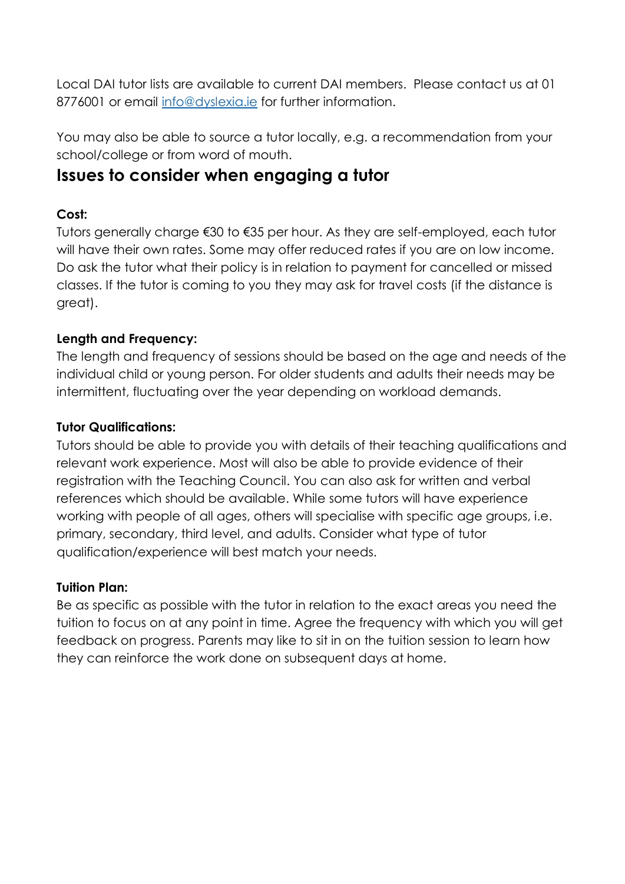Local DAI tutor lists are available to current DAI members. Please contact us at 01 8776001 or email [info@dyslexia.ie](mailto:info@dyslexia.ie) for further information.

You may also be able to source a tutor locally, e.g. a recommendation from your school/college or from word of mouth.

## Issues to consider when engaging a tutor

**Cost:**
Tutors generally charge €30 to €35 per hour. As they are self-employed, each tutor will have their own rates. Some may offer reduced rates if you are on low income. Do ask the tutor what their policy is in relation to payment for cancelled or missed classes. If the tutor is coming to you they may ask for travel costs (if the distance is great).

**Length and Frequency:**
The length and frequency of sessions should be based on the age and needs of the individual child or young person. For older students and adults their needs may be intermittent, fluctuating over the year depending on workload demands.

**Tutor Qualifications:**
Tutors should be able to provide you with details of their teaching qualifications and relevant work experience. Most will also be able to provide evidence of their registration with the Teaching Council. You can also ask for written and verbal references which should be available. While some tutors will have experience working with people of all ages, others will specialise with specific age groups, i.e. primary, secondary, third level, and adults. Consider what type of tutor qualification/experience will best match your needs.

**Tuition Plan:**
Be as specific as possible with the tutor in relation to the exact areas you need the tuition to focus on at any point in time. Agree the frequency with which you will get feedback on progress. Parents may like to sit in on the tuition session to learn how they can reinforce the work done on subsequent days at home.